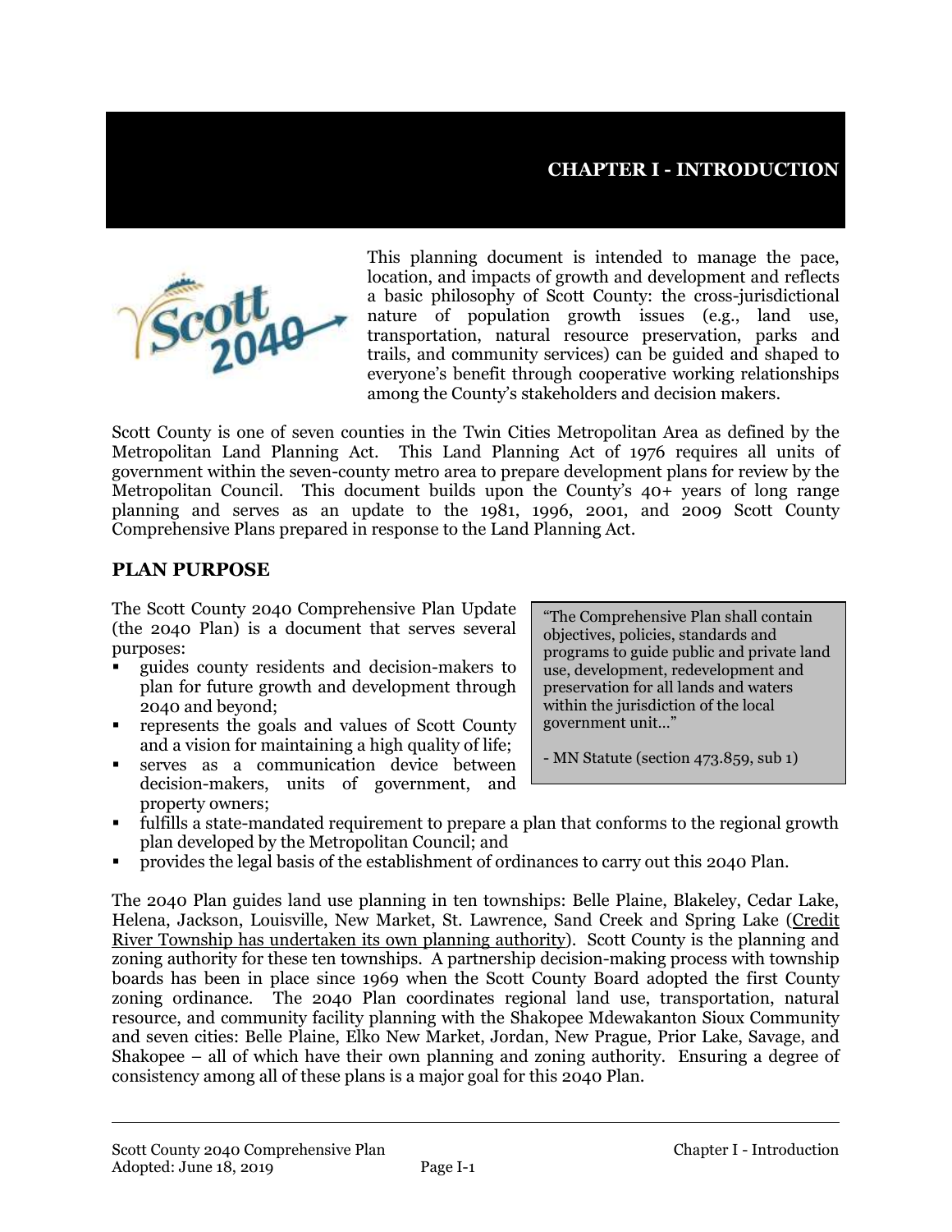# CHAPTER I - INTRODUCTION

This planning document is intended to manage the pace, location, and impacts of growth and development and reflects a basic philosophy of Scott County: the cross-jurisdictional nature of population growth issues (e.g., land use, transportation, natural resource preservation, parks and trails, and community services) can be guided and shaped to everyone's benefit through cooperative working relationships among the County's stakeholders and decision makers.

Scott County is one of seven counties in the Twin Cities Metropolitan Area as defined by the Metropolitan Land Planning Act. This Land Planning Act of 1976 requires all units of government within the seven-county metro area to prepare development plans for review by the Metropolitan Council. This document builds upon the County's 40+ years of long range planning and serves as an update to the 1981, 1996, 2001, and 2009 Scott County Comprehensive Plans prepared in response to the Land Planning Act.

## PLAN PURPOSE

> "The Comprehensive Plan shall contain objectives, policies, standards and programs to guide public and private land use, development, redevelopment and preservation for all lands and waters within the jurisdiction of the local government unit…"
>
> - MN Statute (section 473.859, sub 1)

The Scott County 2040 Comprehensive Plan Update (the 2040 Plan) is a document that serves several purposes:

- guides county residents and decision-makers to plan for future growth and development through 2040 and beyond;
- represents the goals and values of Scott County and a vision for maintaining a high quality of life;
- serves as a communication device between decision-makers, units of government, and property owners;
- fulfills a state-mandated requirement to prepare a plan that conforms to the regional growth plan developed by the Metropolitan Council; and
- provides the legal basis of the establishment of ordinances to carry out this 2040 Plan.

The 2040 Plan guides land use planning in ten townships: Belle Plaine, Blakeley, Cedar Lake, Helena, Jackson, Louisville, New Market, St. Lawrence, Sand Creek and Spring Lake (Credit River Township has undertaken its own planning authority). Scott County is the planning and zoning authority for these ten townships. A partnership decision-making process with township boards has been in place since 1969 when the Scott County Board adopted the first County zoning ordinance. The 2040 Plan coordinates regional land use, transportation, natural resource, and community facility planning with the Shakopee Mdewakanton Sioux Community and seven cities: Belle Plaine, Elko New Market, Jordan, New Prague, Prior Lake, Savage, and Shakopee – all of which have their own planning and zoning authority. Ensuring a degree of consistency among all of these plans is a major goal for this 2040 Plan.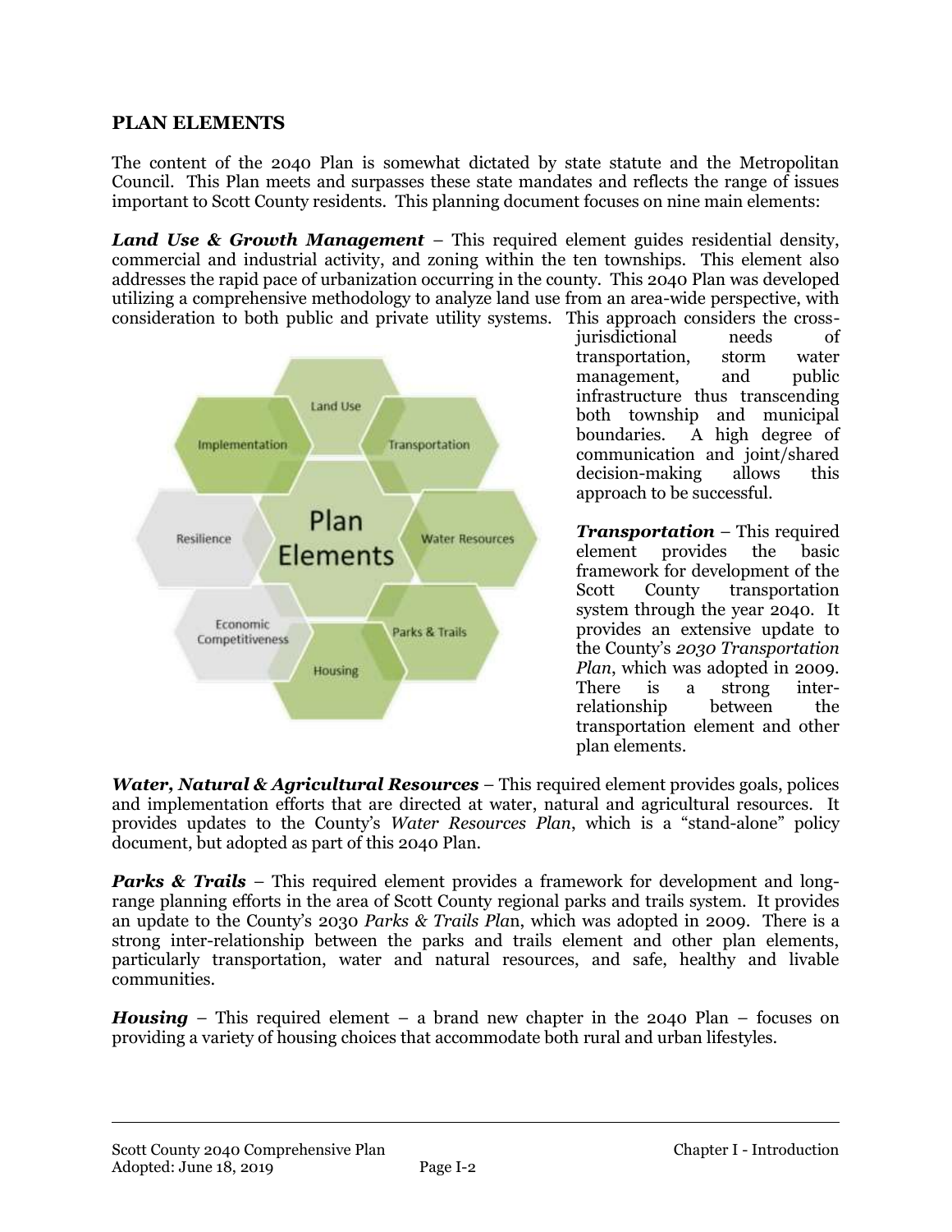## PLAN ELEMENTS

The content of the 2040 Plan is somewhat dictated by state statute and the Metropolitan Council. This Plan meets and surpasses these state mandates and reflects the range of issues important to Scott County residents. This planning document focuses on nine main elements:

***Land Use & Growth Management*** – This required element guides residential density, commercial and industrial activity, and zoning within the ten townships. This element also addresses the rapid pace of urbanization occurring in the county. This 2040 Plan was developed utilizing a comprehensive methodology to analyze land use from an area-wide perspective, with consideration to both public and private utility systems. This approach considers the cross-jurisdictional needs of transportation, storm water management, and public infrastructure thus transcending both township and municipal boundaries. A high degree of communication and joint/shared decision-making allows this approach to be successful.

***Transportation*** – This required element provides the basic framework for development of the Scott County transportation system through the year 2040. It provides an extensive update to the County's *2030 Transportation Plan*, which was adopted in 2009. There is a strong inter-relationship between the transportation element and other plan elements.

***Water, Natural & Agricultural Resources*** – This required element provides goals, polices and implementation efforts that are directed at water, natural and agricultural resources. It provides updates to the County's *Water Resources Plan*, which is a "stand-alone" policy document, but adopted as part of this 2040 Plan.

***Parks & Trails*** – This required element provides a framework for development and long-range planning efforts in the area of Scott County regional parks and trails system. It provides an update to the County's 2030 *Parks & Trails Pla*n, which was adopted in 2009. There is a strong inter-relationship between the parks and trails element and other plan elements, particularly transportation, water and natural resources, and safe, healthy and livable communities.

***Housing*** – This required element – a brand new chapter in the 2040 Plan – focuses on providing a variety of housing choices that accommodate both rural and urban lifestyles.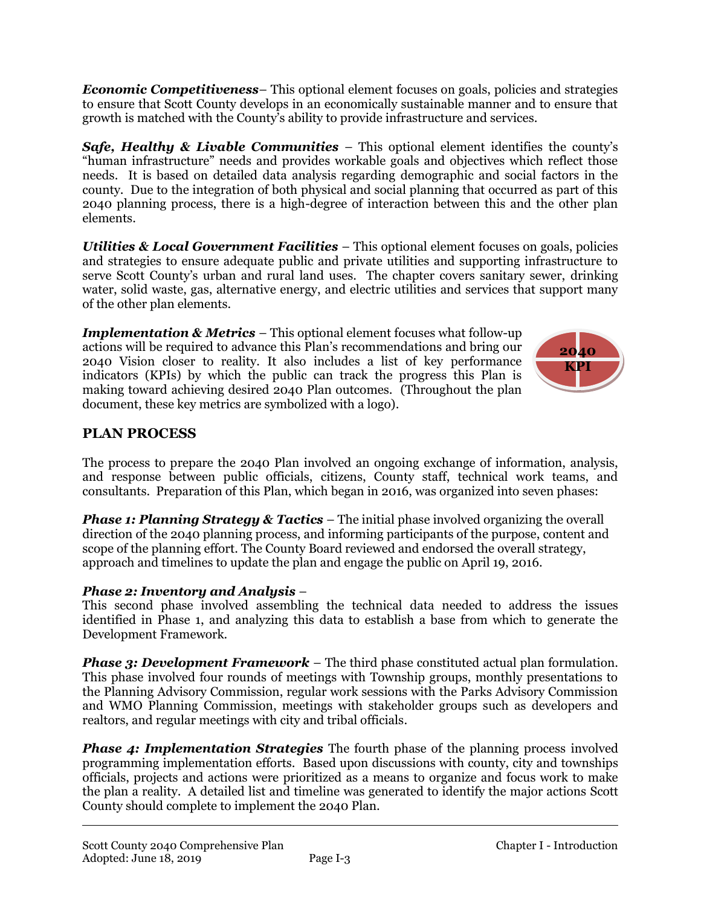***Economic Competitiveness***– This optional element focuses on goals, policies and strategies to ensure that Scott County develops in an economically sustainable manner and to ensure that growth is matched with the County's ability to provide infrastructure and services.

***Safe, Healthy & Livable Communities*** – This optional element identifies the county's "human infrastructure" needs and provides workable goals and objectives which reflect those needs. It is based on detailed data analysis regarding demographic and social factors in the county. Due to the integration of both physical and social planning that occurred as part of this 2040 planning process, there is a high-degree of interaction between this and the other plan elements.

***Utilities & Local Government Facilities*** – This optional element focuses on goals, policies and strategies to ensure adequate public and private utilities and supporting infrastructure to serve Scott County's urban and rural land uses. The chapter covers sanitary sewer, drinking water, solid waste, gas, alternative energy, and electric utilities and services that support many of the other plan elements.

***Implementation & Metrics*** – This optional element focuses what follow-up actions will be required to advance this Plan's recommendations and bring our 2040 Vision closer to reality. It also includes a list of key performance indicators (KPIs) by which the public can track the progress this Plan is making toward achieving desired 2040 Plan outcomes. (Throughout the plan document, these key metrics are symbolized with a logo).

2040 KPI

## PLAN PROCESS

The process to prepare the 2040 Plan involved an ongoing exchange of information, analysis, and response between public officials, citizens, County staff, technical work teams, and consultants. Preparation of this Plan, which began in 2016, was organized into seven phases:

***Phase 1: Planning Strategy & Tactics*** – The initial phase involved organizing the overall direction of the 2040 planning process, and informing participants of the purpose, content and scope of the planning effort. The County Board reviewed and endorsed the overall strategy, approach and timelines to update the plan and engage the public on April 19, 2016.

***Phase 2: Inventory and Analysis*** –
This second phase involved assembling the technical data needed to address the issues identified in Phase 1, and analyzing this data to establish a base from which to generate the Development Framework.

***Phase 3: Development Framework*** – The third phase constituted actual plan formulation. This phase involved four rounds of meetings with Township groups, monthly presentations to the Planning Advisory Commission, regular work sessions with the Parks Advisory Commission and WMO Planning Commission, meetings with stakeholder groups such as developers and realtors, and regular meetings with city and tribal officials.

***Phase 4: Implementation Strategies*** The fourth phase of the planning process involved programming implementation efforts. Based upon discussions with county, city and townships officials, projects and actions were prioritized as a means to organize and focus work to make the plan a reality. A detailed list and timeline was generated to identify the major actions Scott County should complete to implement the 2040 Plan.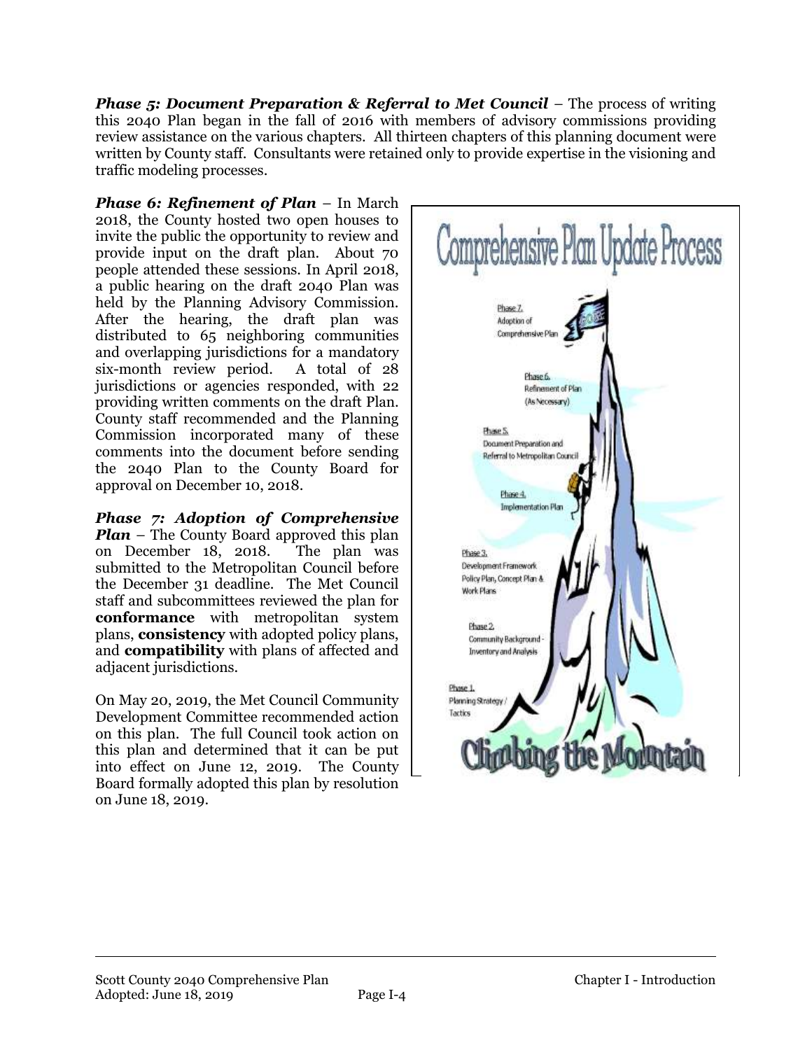***Phase 5: Document Preparation & Referral to Met Council*** – The process of writing this 2040 Plan began in the fall of 2016 with members of advisory commissions providing review assistance on the various chapters. All thirteen chapters of this planning document were written by County staff. Consultants were retained only to provide expertise in the visioning and traffic modeling processes.

***Phase 6: Refinement of Plan*** – In March 2018, the County hosted two open houses to invite the public the opportunity to review and provide input on the draft plan. About 70 people attended these sessions. In April 2018, a public hearing on the draft 2040 Plan was held by the Planning Advisory Commission. After the hearing, the draft plan was distributed to 65 neighboring communities and overlapping jurisdictions for a mandatory six-month review period. A total of 28 jurisdictions or agencies responded, with 22 providing written comments on the draft Plan. County staff recommended and the Planning Commission incorporated many of these comments into the document before sending the 2040 Plan to the County Board for approval on December 10, 2018.

***Phase 7: Adoption of Comprehensive Plan*** – The County Board approved this plan on December 18, 2018. The plan was submitted to the Metropolitan Council before the December 31 deadline. The Met Council staff and subcommittees reviewed the plan for **conformance** with metropolitan system plans, **consistency** with adopted policy plans, and **compatibility** with plans of affected and adjacent jurisdictions.

On May 20, 2019, the Met Council Community Development Committee recommended action on this plan. The full Council took action on this plan and determined that it can be put into effect on June 12, 2019. The County Board formally adopted this plan by resolution on June 18, 2019.

Comprehensive Plan Update Process

Phase 7. Adoption of Comprehensive Plan

Phase 6. Refinement of Plan (As Necessary)

Phase 5. Document Preparation and Referral to Metropolitan Council

Phase 4. Implementation Plan

Phase 3. Development Framework Policy Plan, Concept Plan & Work Plans

Phase 2. Community Background - Inventory and Analysis

Phase 1. Planning Strategy / Tactics

Climbing the Mountain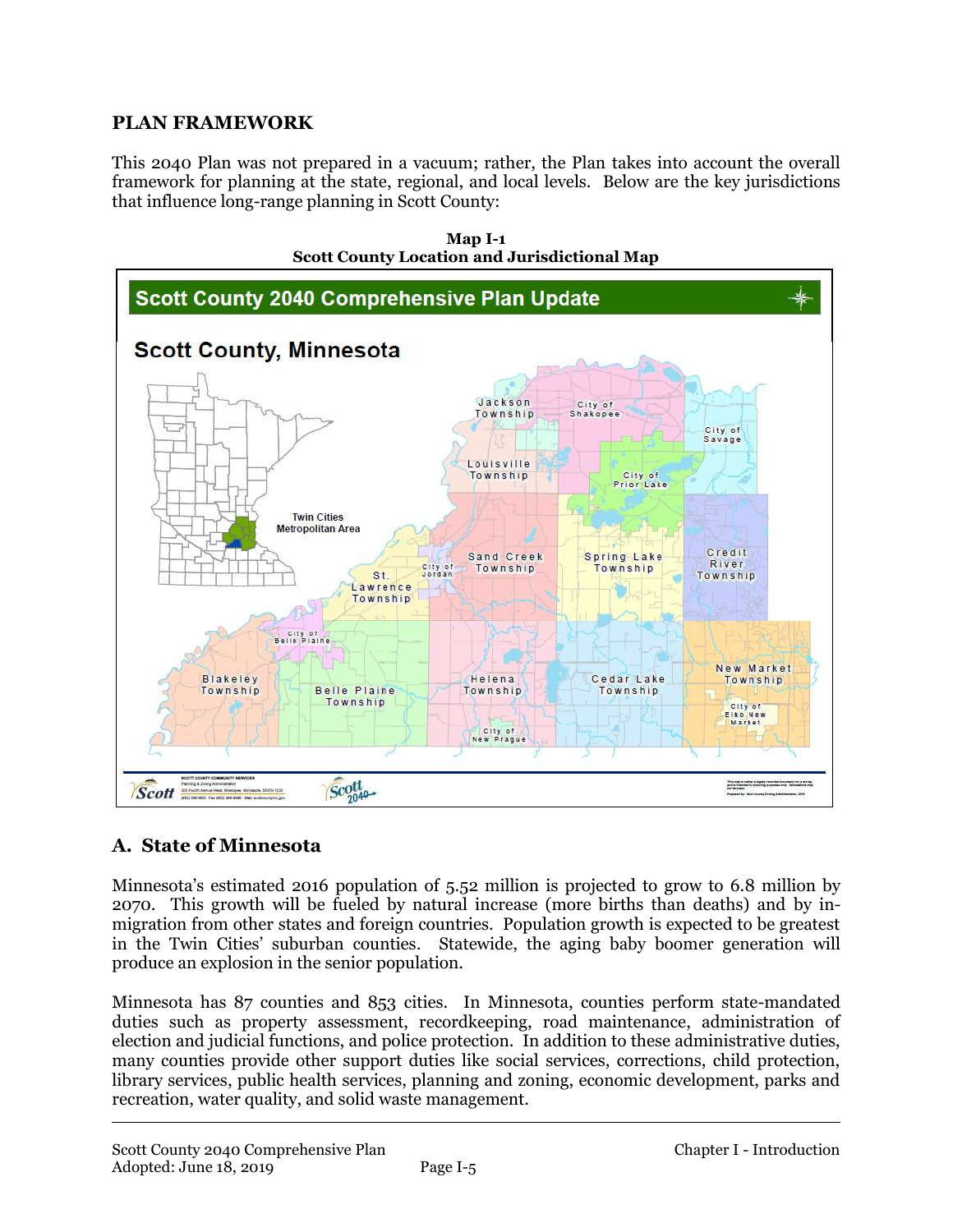## PLAN FRAMEWORK

This 2040 Plan was not prepared in a vacuum; rather, the Plan takes into account the overall framework for planning at the state, regional, and local levels. Below are the key jurisdictions that influence long-range planning in Scott County:

**Map I-1**
**Scott County Location and Jurisdictional Map**

## A. State of Minnesota

Minnesota's estimated 2016 population of 5.52 million is projected to grow to 6.8 million by 2070. This growth will be fueled by natural increase (more births than deaths) and by in-migration from other states and foreign countries. Population growth is expected to be greatest in the Twin Cities' suburban counties. Statewide, the aging baby boomer generation will produce an explosion in the senior population.

Minnesota has 87 counties and 853 cities. In Minnesota, counties perform state-mandated duties such as property assessment, recordkeeping, road maintenance, administration of election and judicial functions, and police protection. In addition to these administrative duties, many counties provide other support duties like social services, corrections, child protection, library services, public health services, planning and zoning, economic development, parks and recreation, water quality, and solid waste management.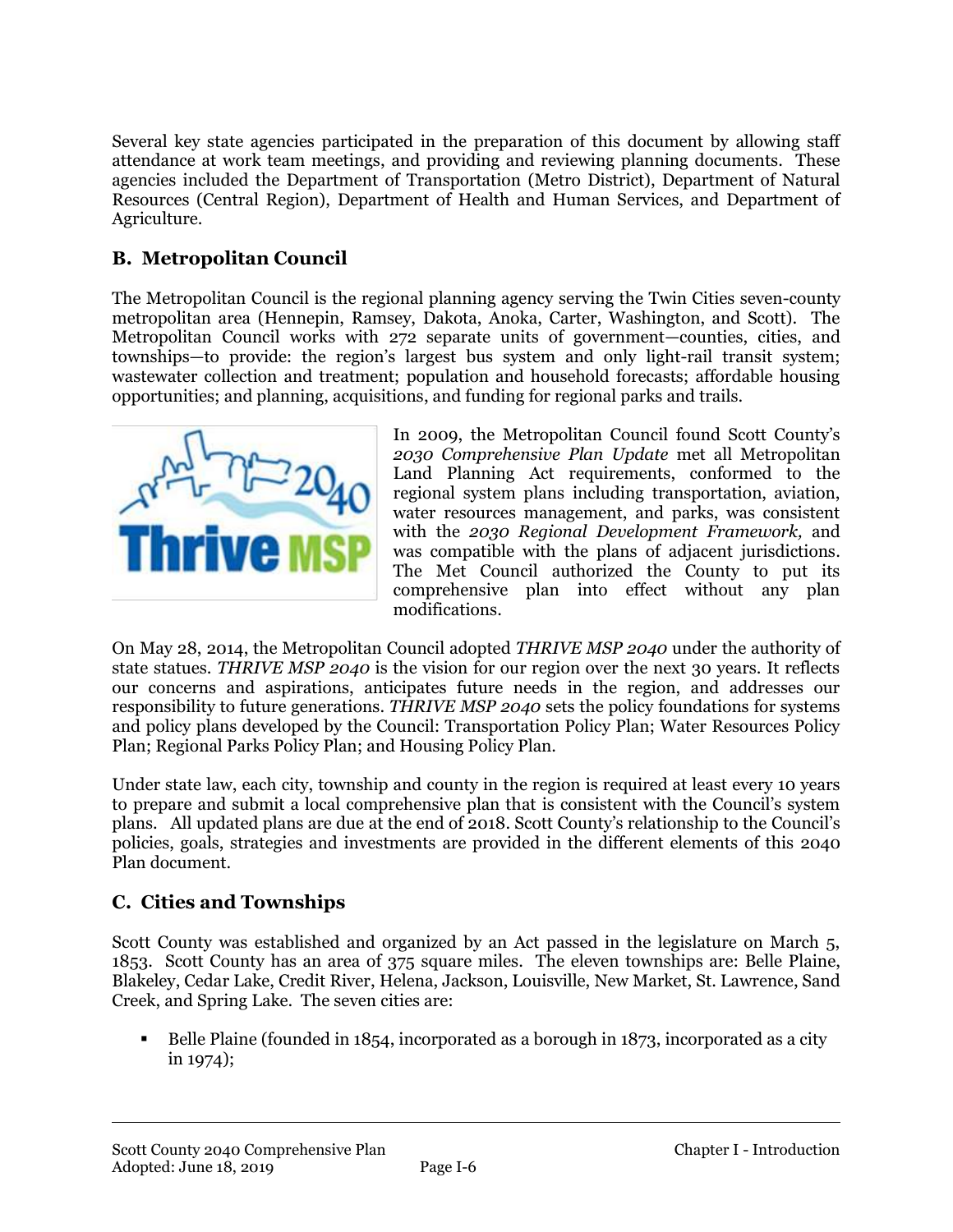Several key state agencies participated in the preparation of this document by allowing staff attendance at work team meetings, and providing and reviewing planning documents. These agencies included the Department of Transportation (Metro District), Department of Natural Resources (Central Region), Department of Health and Human Services, and Department of Agriculture.

## B. Metropolitan Council

The Metropolitan Council is the regional planning agency serving the Twin Cities seven-county metropolitan area (Hennepin, Ramsey, Dakota, Anoka, Carter, Washington, and Scott). The Metropolitan Council works with 272 separate units of government—counties, cities, and townships—to provide: the region's largest bus system and only light-rail transit system; wastewater collection and treatment; population and household forecasts; affordable housing opportunities; and planning, acquisitions, and funding for regional parks and trails.

In 2009, the Metropolitan Council found Scott County's *2030 Comprehensive Plan Update* met all Metropolitan Land Planning Act requirements, conformed to the regional system plans including transportation, aviation, water resources management, and parks, was consistent with the *2030 Regional Development Framework,* and was compatible with the plans of adjacent jurisdictions. The Met Council authorized the County to put its comprehensive plan into effect without any plan modifications.

On May 28, 2014, the Metropolitan Council adopted *THRIVE MSP 2040* under the authority of state statues. *THRIVE MSP 2040* is the vision for our region over the next 30 years. It reflects our concerns and aspirations, anticipates future needs in the region, and addresses our responsibility to future generations. *THRIVE MSP 2040* sets the policy foundations for systems and policy plans developed by the Council: Transportation Policy Plan; Water Resources Policy Plan; Regional Parks Policy Plan; and Housing Policy Plan.

Under state law, each city, township and county in the region is required at least every 10 years to prepare and submit a local comprehensive plan that is consistent with the Council's system plans. All updated plans are due at the end of 2018. Scott County's relationship to the Council's policies, goals, strategies and investments are provided in the different elements of this 2040 Plan document.

## C. Cities and Townships

Scott County was established and organized by an Act passed in the legislature on March 5, 1853. Scott County has an area of 375 square miles. The eleven townships are: Belle Plaine, Blakeley, Cedar Lake, Credit River, Helena, Jackson, Louisville, New Market, St. Lawrence, Sand Creek, and Spring Lake. The seven cities are:

- Belle Plaine (founded in 1854, incorporated as a borough in 1873, incorporated as a city in 1974);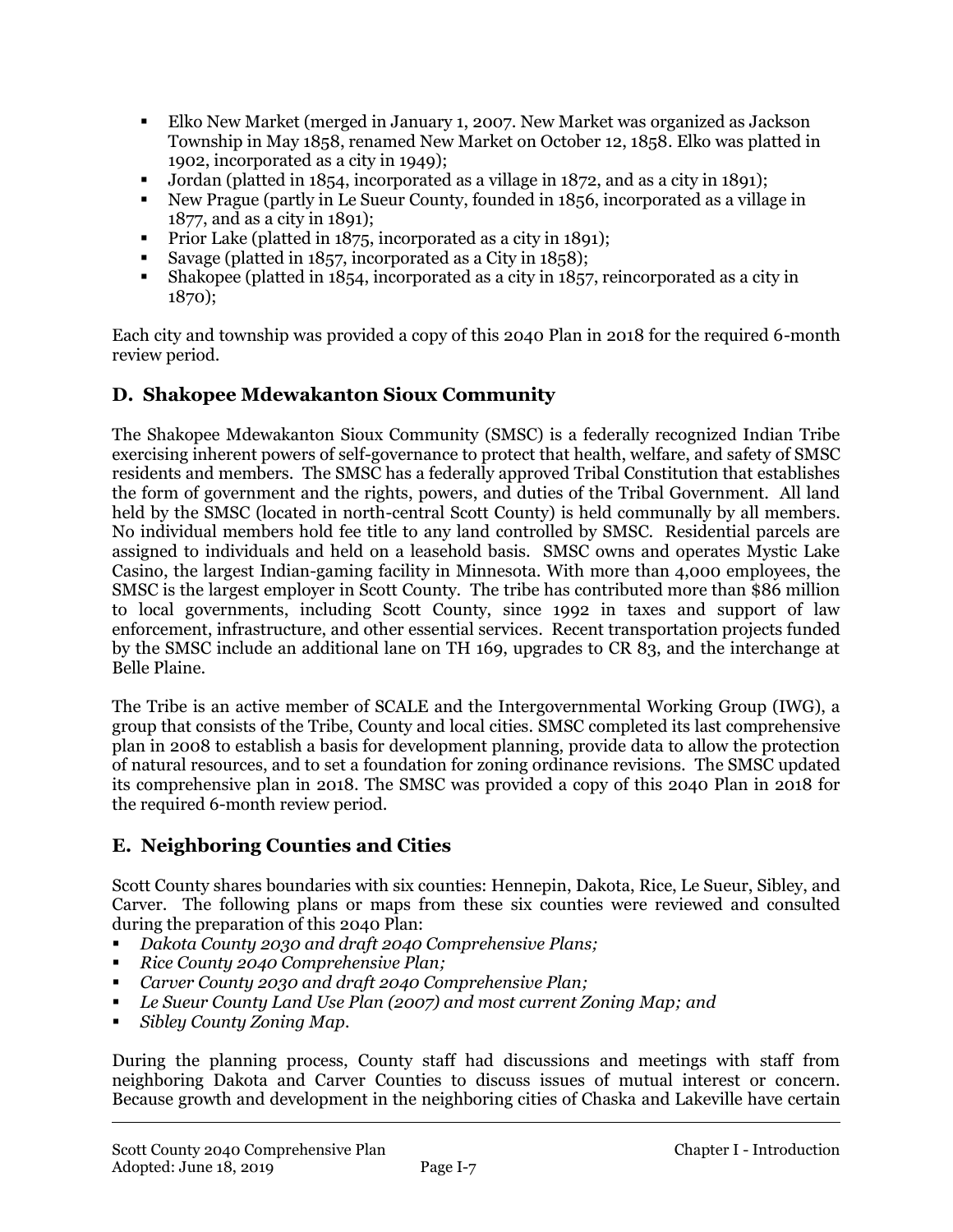- Elko New Market (merged in January 1, 2007. New Market was organized as Jackson Township in May 1858, renamed New Market on October 12, 1858. Elko was platted in 1902, incorporated as a city in 1949);
- Jordan (platted in 1854, incorporated as a village in 1872, and as a city in 1891);
- New Prague (partly in Le Sueur County, founded in 1856, incorporated as a village in 1877, and as a city in 1891);
- Prior Lake (platted in 1875, incorporated as a city in 1891);
- Savage (platted in 1857, incorporated as a City in 1858);
- Shakopee (platted in 1854, incorporated as a city in 1857, reincorporated as a city in 1870);

Each city and township was provided a copy of this 2040 Plan in 2018 for the required 6-month review period.

## D. Shakopee Mdewakanton Sioux Community

The Shakopee Mdewakanton Sioux Community (SMSC) is a federally recognized Indian Tribe exercising inherent powers of self-governance to protect that health, welfare, and safety of SMSC residents and members. The SMSC has a federally approved Tribal Constitution that establishes the form of government and the rights, powers, and duties of the Tribal Government. All land held by the SMSC (located in north-central Scott County) is held communally by all members. No individual members hold fee title to any land controlled by SMSC. Residential parcels are assigned to individuals and held on a leasehold basis. SMSC owns and operates Mystic Lake Casino, the largest Indian-gaming facility in Minnesota. With more than 4,000 employees, the SMSC is the largest employer in Scott County. The tribe has contributed more than $86 million to local governments, including Scott County, since 1992 in taxes and support of law enforcement, infrastructure, and other essential services. Recent transportation projects funded by the SMSC include an additional lane on TH 169, upgrades to CR 83, and the interchange at Belle Plaine.

The Tribe is an active member of SCALE and the Intergovernmental Working Group (IWG), a group that consists of the Tribe, County and local cities. SMSC completed its last comprehensive plan in 2008 to establish a basis for development planning, provide data to allow the protection of natural resources, and to set a foundation for zoning ordinance revisions. The SMSC updated its comprehensive plan in 2018. The SMSC was provided a copy of this 2040 Plan in 2018 for the required 6-month review period.

## E. Neighboring Counties and Cities

Scott County shares boundaries with six counties: Hennepin, Dakota, Rice, Le Sueur, Sibley, and Carver. The following plans or maps from these six counties were reviewed and consulted during the preparation of this 2040 Plan:

- *Dakota County 2030 and draft 2040 Comprehensive Plans;*
- *Rice County 2040 Comprehensive Plan;*
- *Carver County 2030 and draft 2040 Comprehensive Plan;*
- *Le Sueur County Land Use Plan (2007) and most current Zoning Map; and*
- *Sibley County Zoning Map.*

During the planning process, County staff had discussions and meetings with staff from neighboring Dakota and Carver Counties to discuss issues of mutual interest or concern. Because growth and development in the neighboring cities of Chaska and Lakeville have certain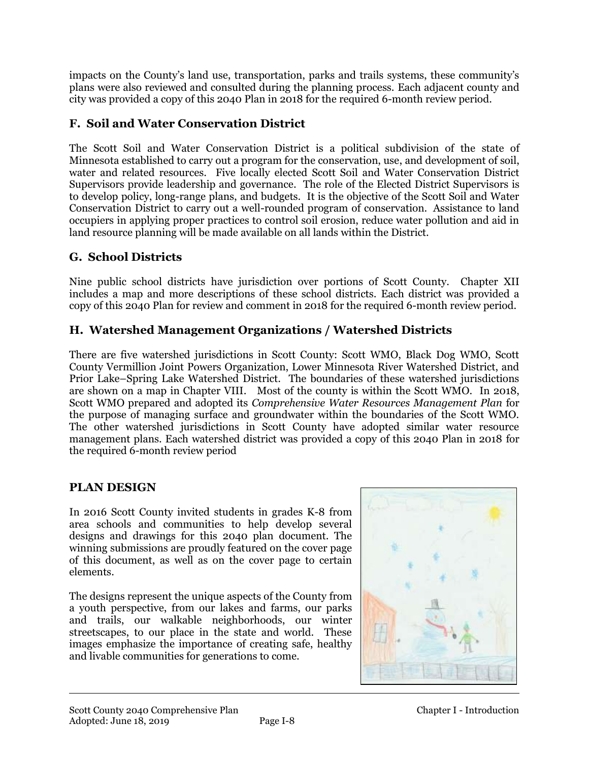impacts on the County's land use, transportation, parks and trails systems, these community's plans were also reviewed and consulted during the planning process. Each adjacent county and city was provided a copy of this 2040 Plan in 2018 for the required 6-month review period.

### F. Soil and Water Conservation District

The Scott Soil and Water Conservation District is a political subdivision of the state of Minnesota established to carry out a program for the conservation, use, and development of soil, water and related resources. Five locally elected Scott Soil and Water Conservation District Supervisors provide leadership and governance. The role of the Elected District Supervisors is to develop policy, long-range plans, and budgets. It is the objective of the Scott Soil and Water Conservation District to carry out a well-rounded program of conservation. Assistance to land occupiers in applying proper practices to control soil erosion, reduce water pollution and aid in land resource planning will be made available on all lands within the District.

### G. School Districts

Nine public school districts have jurisdiction over portions of Scott County. Chapter XII includes a map and more descriptions of these school districts. Each district was provided a copy of this 2040 Plan for review and comment in 2018 for the required 6-month review period.

### H. Watershed Management Organizations / Watershed Districts

There are five watershed jurisdictions in Scott County: Scott WMO, Black Dog WMO, Scott County Vermillion Joint Powers Organization, Lower Minnesota River Watershed District, and Prior Lake–Spring Lake Watershed District. The boundaries of these watershed jurisdictions are shown on a map in Chapter VIII. Most of the county is within the Scott WMO. In 2018, Scott WMO prepared and adopted its *Comprehensive Water Resources Management Plan* for the purpose of managing surface and groundwater within the boundaries of the Scott WMO. The other watershed jurisdictions in Scott County have adopted similar water resource management plans. Each watershed district was provided a copy of this 2040 Plan in 2018 for the required 6-month review period

## PLAN DESIGN

In 2016 Scott County invited students in grades K-8 from area schools and communities to help develop several designs and drawings for this 2040 plan document. The winning submissions are proudly featured on the cover page of this document, as well as on the cover page to certain elements.

The designs represent the unique aspects of the County from a youth perspective, from our lakes and farms, our parks and trails, our walkable neighborhoods, our winter streetscapes, to our place in the state and world. These images emphasize the importance of creating safe, healthy and livable communities for generations to come.